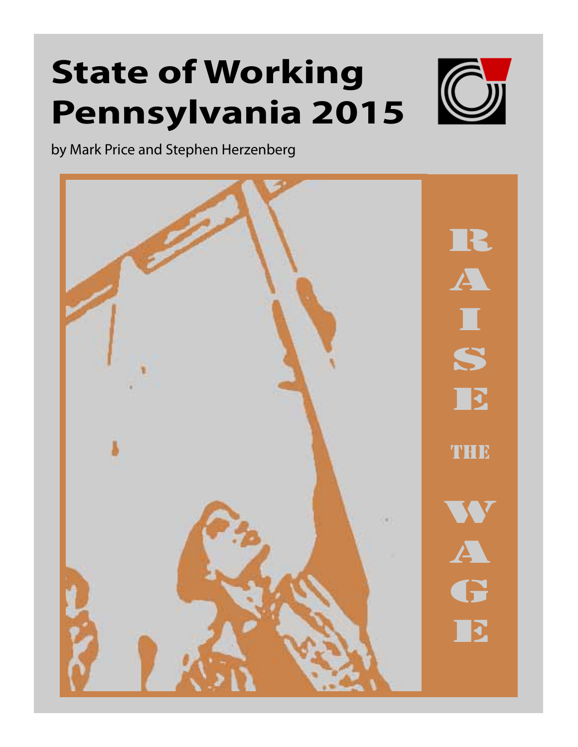# State of Working Pennsylvania 2015

by Mark Price and Stephen Herzenberg

RAISE THE WAGE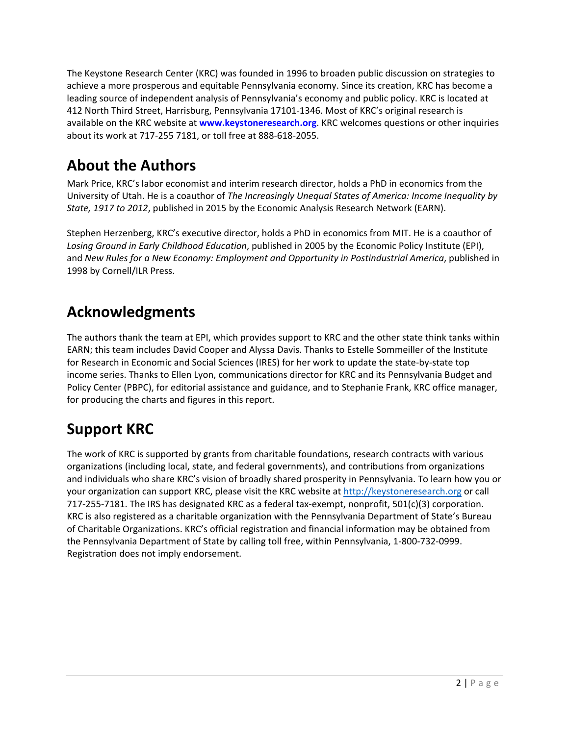The Keystone Research Center (KRC) was founded in 1996 to broaden public discussion on strategies to achieve a more prosperous and equitable Pennsylvania economy. Since its creation, KRC has become a leading source of independent analysis of Pennsylvania's economy and public policy. KRC is located at 412 North Third Street, Harrisburg, Pennsylvania 17101-1346. Most of KRC's original research is available on the KRC website at **www.keystoneresearch.org**. KRC welcomes questions or other inquiries about its work at 717-255 7181, or toll free at 888-618-2055.

## About the Authors

Mark Price, KRC's labor economist and interim research director, holds a PhD in economics from the University of Utah. He is a coauthor of *The Increasingly Unequal States of America: Income Inequality by State, 1917 to 2012*, published in 2015 by the Economic Analysis Research Network (EARN).

Stephen Herzenberg, KRC's executive director, holds a PhD in economics from MIT. He is a coauthor of *Losing Ground in Early Childhood Education*, published in 2005 by the Economic Policy Institute (EPI), and *New Rules for a New Economy: Employment and Opportunity in Postindustrial America*, published in 1998 by Cornell/ILR Press.

## Acknowledgments

The authors thank the team at EPI, which provides support to KRC and the other state think tanks within EARN; this team includes David Cooper and Alyssa Davis. Thanks to Estelle Sommeiller of the Institute for Research in Economic and Social Sciences (IRES) for her work to update the state-by-state top income series. Thanks to Ellen Lyon, communications director for KRC and its Pennsylvania Budget and Policy Center (PBPC), for editorial assistance and guidance, and to Stephanie Frank, KRC office manager, for producing the charts and figures in this report.

## Support KRC

The work of KRC is supported by grants from charitable foundations, research contracts with various organizations (including local, state, and federal governments), and contributions from organizations and individuals who share KRC's vision of broadly shared prosperity in Pennsylvania. To learn how you or your organization can support KRC, please visit the KRC website at http://keystoneresearch.org or call 717-255-7181. The IRS has designated KRC as a federal tax-exempt, nonprofit, 501(c)(3) corporation. KRC is also registered as a charitable organization with the Pennsylvania Department of State's Bureau of Charitable Organizations. KRC's official registration and financial information may be obtained from the Pennsylvania Department of State by calling toll free, within Pennsylvania, 1-800-732-0999. Registration does not imply endorsement.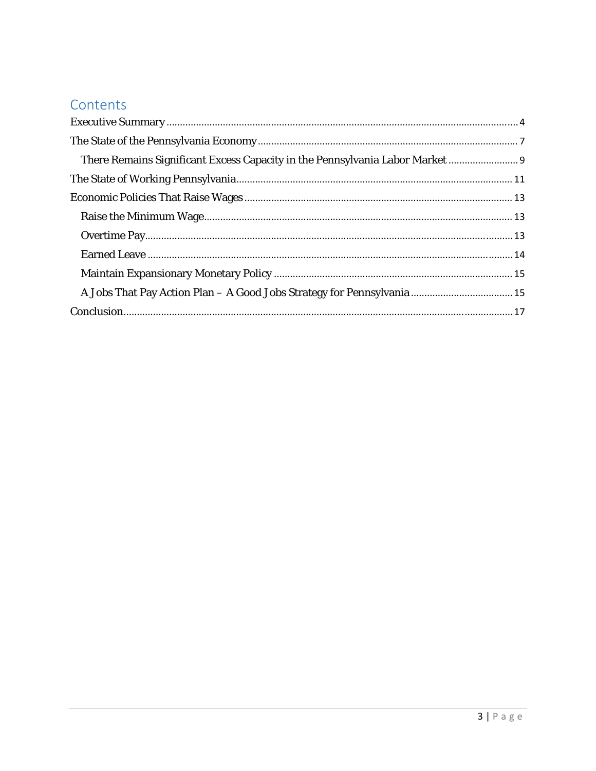## Contents

- Executive Summary .......... 4
- The State of the Pennsylvania Economy .......... 7
  - There Remains Significant Excess Capacity in the Pennsylvania Labor Market .......... 9
- The State of Working Pennsylvania .......... 11
- Economic Policies That Raise Wages .......... 13
  - Raise the Minimum Wage .......... 13
  - Overtime Pay .......... 13
  - Earned Leave .......... 14
  - Maintain Expansionary Monetary Policy .......... 15
  - A Jobs That Pay Action Plan – A Good Jobs Strategy for Pennsylvania .......... 15
- Conclusion .......... 17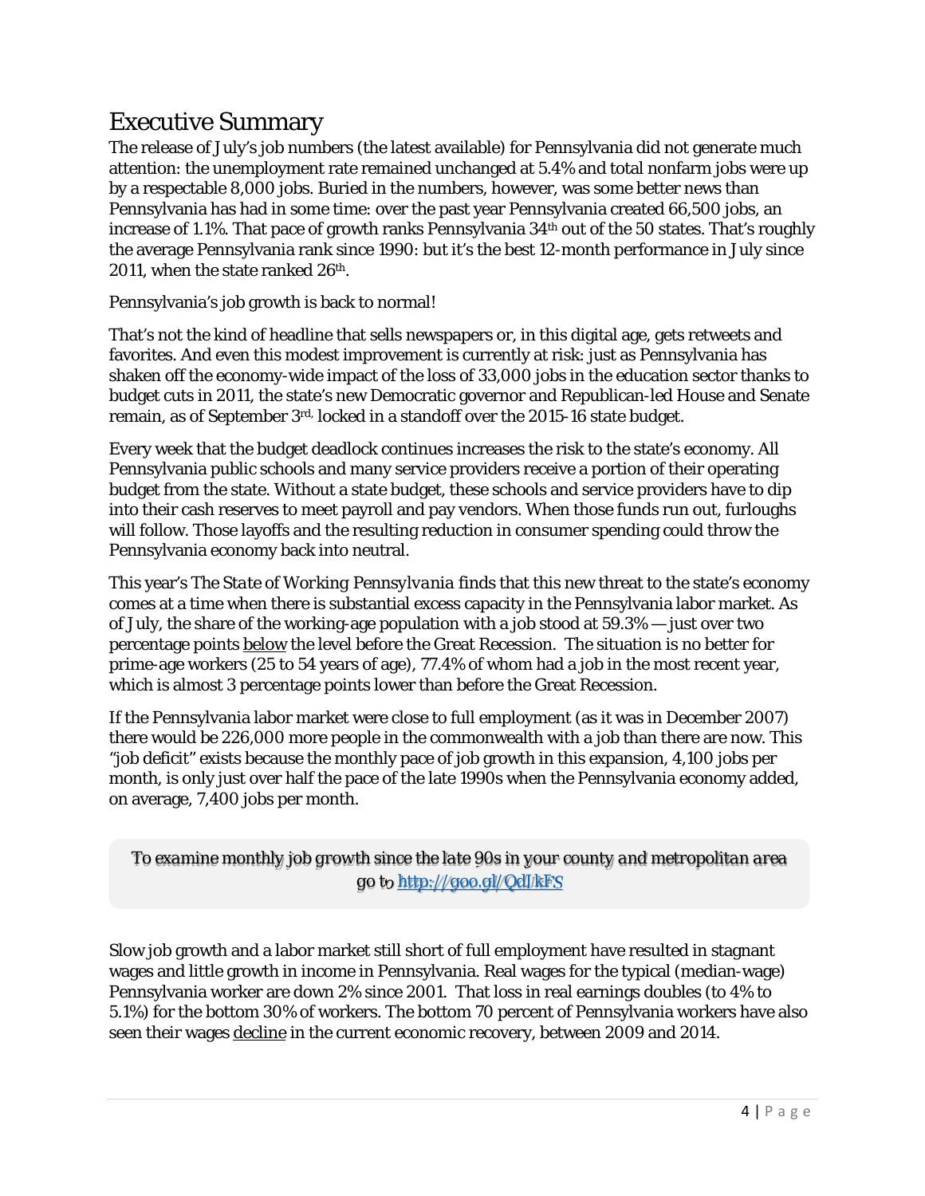# Executive Summary

The release of July's job numbers (the latest available) for Pennsylvania did not generate much attention: the unemployment rate remained unchanged at 5.4% and total nonfarm jobs were up by a respectable 8,000 jobs. Buried in the numbers, however, was some better news than Pennsylvania has had in some time: over the past year Pennsylvania created 66,500 jobs, an increase of 1.1%. That pace of growth ranks Pennsylvania 34th out of the 50 states. That's roughly the average Pennsylvania rank since 1990: but it's the best 12-month performance in July since 2011, when the state ranked 26th.

Pennsylvania's job growth is back to normal!

That's not the kind of headline that sells newspapers or, in this digital age, gets retweets and favorites. And even this modest improvement is currently at risk: just as Pennsylvania has shaken off the economy-wide impact of the loss of 33,000 jobs in the education sector thanks to budget cuts in 2011, the state's new Democratic governor and Republican-led House and Senate remain, as of September 3rd, locked in a standoff over the 2015-16 state budget.

Every week that the budget deadlock continues increases the risk to the state's economy. All Pennsylvania public schools and many service providers receive a portion of their operating budget from the state. Without a state budget, these schools and service providers have to dip into their cash reserves to meet payroll and pay vendors. When those funds run out, furloughs will follow. Those layoffs and the resulting reduction in consumer spending could throw the Pennsylvania economy back into neutral.

This year's *The State of Working Pennsylvania* finds that this new threat to the state's economy comes at a time when there is substantial excess capacity in the Pennsylvania labor market. As of July, the share of the working-age population with a job stood at 59.3% — just over two percentage points below the level before the Great Recession. The situation is no better for prime-age workers (25 to 54 years of age), 77.4% of whom had a job in the most recent year, which is almost 3 percentage points lower than before the Great Recession.

If the Pennsylvania labor market were close to full employment (as it was in December 2007) there would be 226,000 more people in the commonwealth with a job than there are now. This "job deficit" exists because the monthly pace of job growth in this expansion, 4,100 jobs per month, is only just over half the pace of the late 1990s when the Pennsylvania economy added, on average, 7,400 jobs per month.

> To examine monthly job growth since the late 90s in your county and metropolitan area go to http://goo.gl/QdIJkFS

Slow job growth and a labor market still short of full employment have resulted in stagnant wages and little growth in income in Pennsylvania. Real wages for the typical (median-wage) Pennsylvania worker are down 2% since 2001. That loss in real earnings doubles (to 4% to 5.1%) for the bottom 30% of workers. The bottom 70 percent of Pennsylvania workers have also seen their wages decline in the current economic recovery, between 2009 and 2014.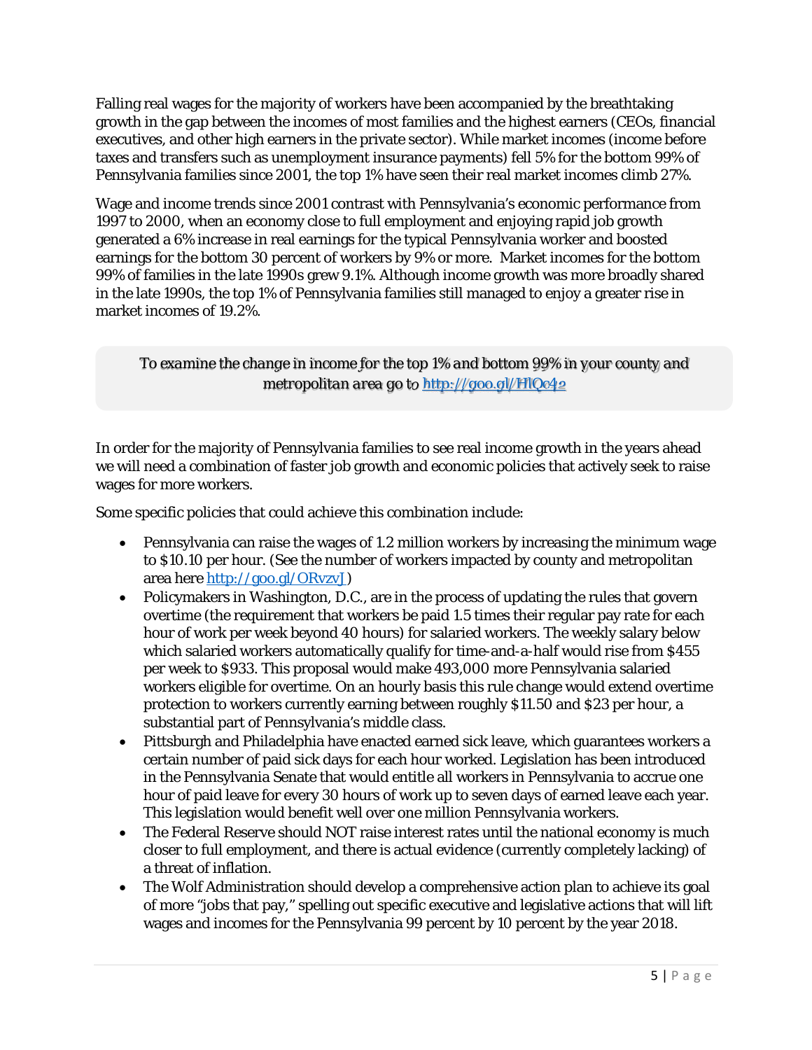Falling real wages for the majority of workers have been accompanied by the breathtaking growth in the gap between the incomes of most families and the highest earners (CEOs, financial executives, and other high earners in the private sector). While market incomes (income before taxes and transfers such as unemployment insurance payments) fell 5% for the bottom 99% of Pennsylvania families since 2001, the top 1% have seen their real market incomes climb 27%.

Wage and income trends since 2001 contrast with Pennsylvania's economic performance from 1997 to 2000, when an economy close to full employment and enjoying rapid job growth generated a 6% increase in real earnings for the typical Pennsylvania worker and boosted earnings for the bottom 30 percent of workers by 9% or more. Market incomes for the bottom 99% of families in the late 1990s grew 9.1%. Although income growth was more broadly shared in the late 1990s, the top 1% of Pennsylvania families still managed to enjoy a greater rise in market incomes of 19.2%.

> To examine the change in income for the top 1% and bottom 99% in your county and metropolitan area go to [http://goo.gl/HlQc42](http://goo.gl/HlQc42)

In order for the majority of Pennsylvania families to see real income growth in the years ahead we will need a combination of faster job growth and economic policies that actively seek to raise wages for more workers.

Some specific policies that could achieve this combination include:

- Pennsylvania can raise the wages of 1.2 million workers by increasing the minimum wage to $10.10 per hour. (See the number of workers impacted by county and metropolitan area here [http://goo.gl/ORvzvJ](http://goo.gl/ORvzvJ))
- Policymakers in Washington, D.C., are in the process of updating the rules that govern overtime (the requirement that workers be paid 1.5 times their regular pay rate for each hour of work per week beyond 40 hours) for salaried workers. The weekly salary below which salaried workers automatically qualify for time-and-a-half would rise from $455 per week to $933. This proposal would make 493,000 more Pennsylvania salaried workers eligible for overtime. On an hourly basis this rule change would extend overtime protection to workers currently earning between roughly $11.50 and $23 per hour, a substantial part of Pennsylvania's middle class.
- Pittsburgh and Philadelphia have enacted earned sick leave, which guarantees workers a certain number of paid sick days for each hour worked. Legislation has been introduced in the Pennsylvania Senate that would entitle all workers in Pennsylvania to accrue one hour of paid leave for every 30 hours of work up to seven days of earned leave each year. This legislation would benefit well over one million Pennsylvania workers.
- The Federal Reserve should NOT raise interest rates until the national economy is much closer to full employment, and there is actual evidence (currently completely lacking) of a threat of inflation.
- The Wolf Administration should develop a comprehensive action plan to achieve its goal of more "jobs that pay," spelling out specific executive and legislative actions that will lift wages and incomes for the Pennsylvania 99 percent by 10 percent by the year 2018.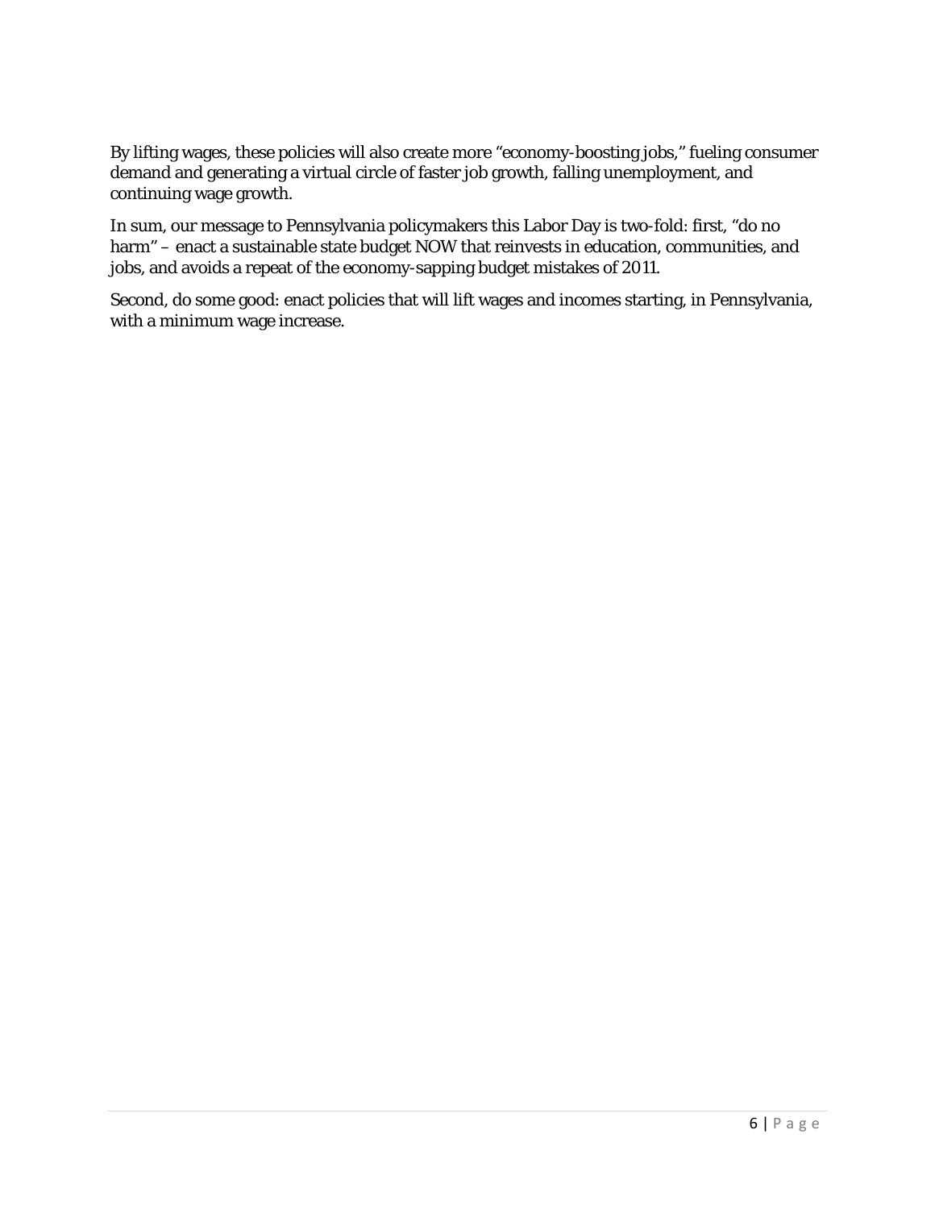By lifting wages, these policies will also create more "economy-boosting jobs," fueling consumer demand and generating a virtual circle of faster job growth, falling unemployment, and continuing wage growth.

In sum, our message to Pennsylvania policymakers this Labor Day is two-fold: first, "do no harm" – enact a sustainable state budget NOW that reinvests in education, communities, and jobs, and avoids a repeat of the economy-sapping budget mistakes of 2011.

Second, do some good: enact policies that will lift wages and incomes starting, in Pennsylvania, with a minimum wage increase.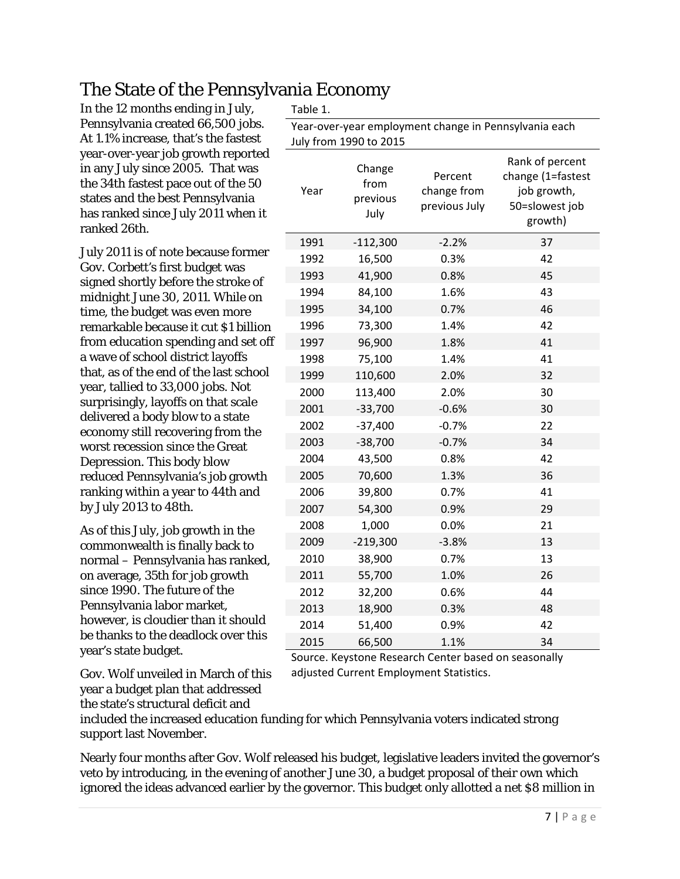# The State of the Pennsylvania Economy

In the 12 months ending in July, Pennsylvania created 66,500 jobs. At 1.1% increase, that's the fastest year-over-year job growth reported in any July since 2005. That was the 34th fastest pace out of the 50 states and the best Pennsylvania has ranked since July 2011 when it ranked 26th.

July 2011 is of note because former Gov. Corbett's first budget was signed shortly before the stroke of midnight June 30, 2011. While on time, the budget was even more remarkable because it cut $1 billion from education spending and set off a wave of school district layoffs that, as of the end of the last school year, tallied to 33,000 jobs. Not surprisingly, layoffs on that scale delivered a body blow to a state economy still recovering from the worst recession since the Great Depression. This body blow reduced Pennsylvania's job growth ranking within a year to 44th and by July 2013 to 48th.

As of this July, job growth in the commonwealth is finally back to normal – Pennsylvania has ranked, on average, 35th for job growth since 1990. The future of the Pennsylvania labor market, however, is cloudier than it should be thanks to the deadlock over this year's state budget.

Table 1.

Year-over-year employment change in Pennsylvania each July from 1990 to 2015

| Year | Change from previous July | Percent change from previous July | Rank of percent change (1=fastest job growth, 50=slowest job growth) |
|---|---|---|---|
| 1991 | -112,300 | -2.2% | 37 |
| 1992 | 16,500 | 0.3% | 42 |
| 1993 | 41,900 | 0.8% | 45 |
| 1994 | 84,100 | 1.6% | 43 |
| 1995 | 34,100 | 0.7% | 46 |
| 1996 | 73,300 | 1.4% | 42 |
| 1997 | 96,900 | 1.8% | 41 |
| 1998 | 75,100 | 1.4% | 41 |
| 1999 | 110,600 | 2.0% | 32 |
| 2000 | 113,400 | 2.0% | 30 |
| 2001 | -33,700 | -0.6% | 30 |
| 2002 | -37,400 | -0.7% | 22 |
| 2003 | -38,700 | -0.7% | 34 |
| 2004 | 43,500 | 0.8% | 42 |
| 2005 | 70,600 | 1.3% | 36 |
| 2006 | 39,800 | 0.7% | 41 |
| 2007 | 54,300 | 0.9% | 29 |
| 2008 | 1,000 | 0.0% | 21 |
| 2009 | -219,300 | -3.8% | 13 |
| 2010 | 38,900 | 0.7% | 13 |
| 2011 | 55,700 | 1.0% | 26 |
| 2012 | 32,200 | 0.6% | 44 |
| 2013 | 18,900 | 0.3% | 48 |
| 2014 | 51,400 | 0.9% | 42 |
| 2015 | 66,500 | 1.1% | 34 |

Source. Keystone Research Center based on seasonally adjusted Current Employment Statistics.

Gov. Wolf unveiled in March of this year a budget plan that addressed the state's structural deficit and included the increased education funding for which Pennsylvania voters indicated strong support last November.

Nearly four months after Gov. Wolf released his budget, legislative leaders invited the governor's veto by introducing, in the evening of another June 30, a budget proposal of their own which ignored the ideas advanced earlier by the governor. This budget only allotted a net $8 million in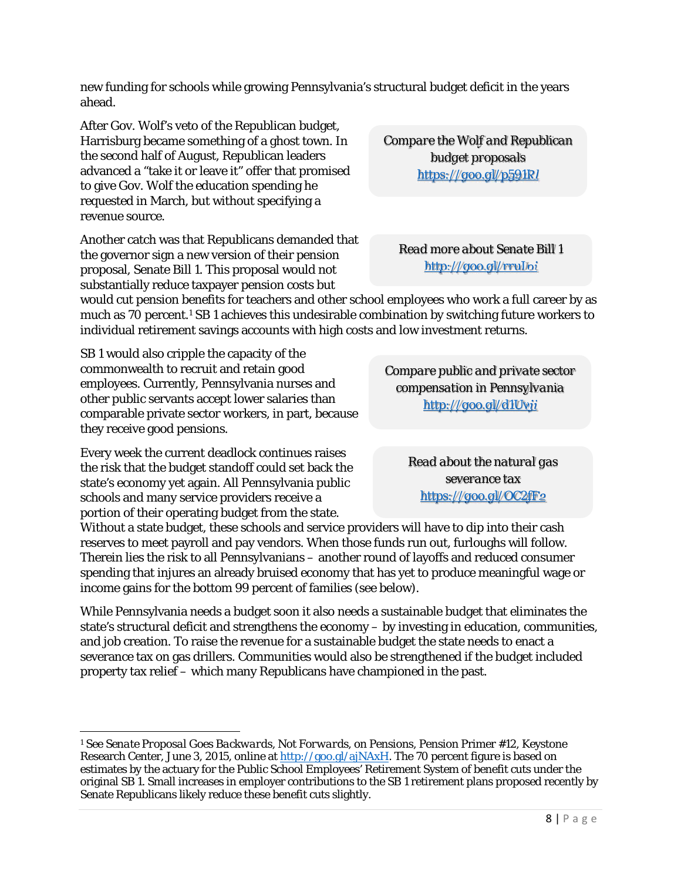new funding for schools while growing Pennsylvania's structural budget deficit in the years ahead.

After Gov. Wolf's veto of the Republican budget, Harrisburg became something of a ghost town. In the second half of August, Republican leaders advanced a "take it or leave it" offer that promised to give Gov. Wolf the education spending he requested in March, but without specifying a revenue source.

> Compare the Wolf and Republican budget proposals
> https://goo.gl/p591Rl

Another catch was that Republicans demanded that the governor sign a new version of their pension proposal, Senate Bill 1. This proposal would not substantially reduce taxpayer pension costs but would cut pension benefits for teachers and other school employees who work a full career by as much as 70 percent.[1] SB 1 achieves this undesirable combination by switching future workers to individual retirement savings accounts with high costs and low investment returns.

> Read more about Senate Bill 1
> http://goo.gl/rruIoi

SB 1 would also cripple the capacity of the commonwealth to recruit and retain good employees. Currently, Pennsylvania nurses and other public servants accept lower salaries than comparable private sector workers, in part, because they receive good pensions.

> Compare public and private sector compensation in Pennsylvania
> http://goo.gl/d1Uvji

Every week the current deadlock continues raises the risk that the budget standoff could set back the state's economy yet again. All Pennsylvania public schools and many service providers receive a portion of their operating budget from the state. Without a state budget, these schools and service providers will have to dip into their cash reserves to meet payroll and pay vendors. When those funds run out, furloughs will follow. Therein lies the risk to all Pennsylvanians – another round of layoffs and reduced consumer spending that injures an already bruised economy that has yet to produce meaningful wage or income gains for the bottom 99 percent of families (see below).

> Read about the natural gas severance tax
> https://goo.gl/OC2fF2

While Pennsylvania needs a budget soon it also needs a sustainable budget that eliminates the state's structural deficit and strengthens the economy – by investing in education, communities, and job creation. To raise the revenue for a sustainable budget the state needs to enact a severance tax on gas drillers. Communities would also be strengthened if the budget included property tax relief – which many Republicans have championed in the past.

---

[1] See *Senate Proposal Goes Backwards, Not Forwards, on Pensions*, Pension Primer #12, Keystone Research Center, June 3, 2015, online at http://goo.gl/ajNAxH. The 70 percent figure is based on estimates by the actuary for the Public School Employees' Retirement System of benefit cuts under the original SB 1. Small increases in employer contributions to the SB 1 retirement plans proposed recently by Senate Republicans likely reduce these benefit cuts slightly.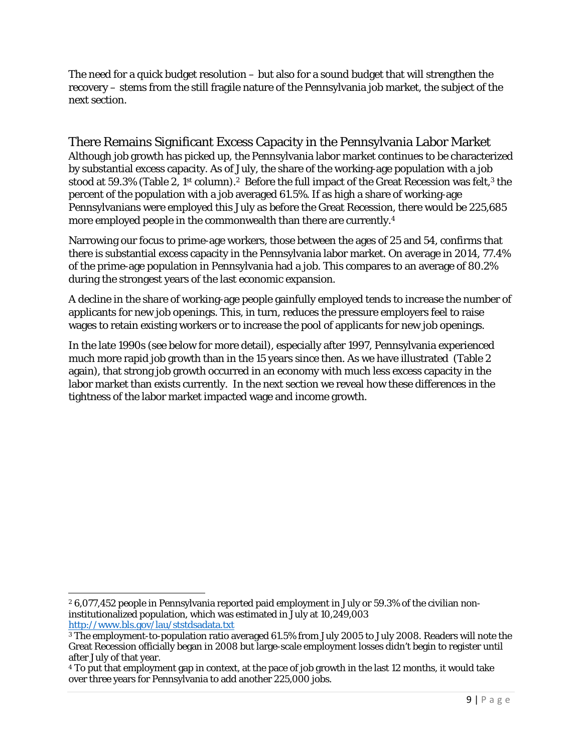The need for a quick budget resolution – but also for a sound budget that will strengthen the recovery – stems from the still fragile nature of the Pennsylvania job market, the subject of the next section.

## There Remains Significant Excess Capacity in the Pennsylvania Labor Market

Although job growth has picked up, the Pennsylvania labor market continues to be characterized by substantial excess capacity. As of July, the share of the working-age population with a job stood at 59.3% (Table 2, 1st column).[2] Before the full impact of the Great Recession was felt,[3] the percent of the population with a job averaged 61.5%. If as high a share of working-age Pennsylvanians were employed this July as before the Great Recession, there would be 225,685 more employed people in the commonwealth than there are currently.[4]

Narrowing our focus to prime-age workers, those between the ages of 25 and 54, confirms that there is substantial excess capacity in the Pennsylvania labor market. On average in 2014, 77.4% of the prime-age population in Pennsylvania had a job. This compares to an average of 80.2% during the strongest years of the last economic expansion.

A decline in the share of working-age people gainfully employed tends to increase the number of applicants for new job openings. This, in turn, reduces the pressure employers feel to raise wages to retain existing workers or to increase the pool of applicants for new job openings.

In the late 1990s (see below for more detail), especially after 1997, Pennsylvania experienced much more rapid job growth than in the 15 years since then. As we have illustrated (Table 2 again), that strong job growth occurred in an economy with much less excess capacity in the labor market than exists currently. In the next section we reveal how these differences in the tightness of the labor market impacted wage and income growth.

---

[2] 6,077,452 people in Pennsylvania reported paid employment in July or 59.3% of the civilian non-institutionalized population, which was estimated in July at 10,249,003 http://www.bls.gov/lau/ststdsadata.txt

[3] The employment-to-population ratio averaged 61.5% from July 2005 to July 2008. Readers will note the Great Recession officially began in 2008 but large-scale employment losses didn't begin to register until after July of that year.

[4] To put that employment gap in context, at the pace of job growth in the last 12 months, it would take over three years for Pennsylvania to add another 225,000 jobs.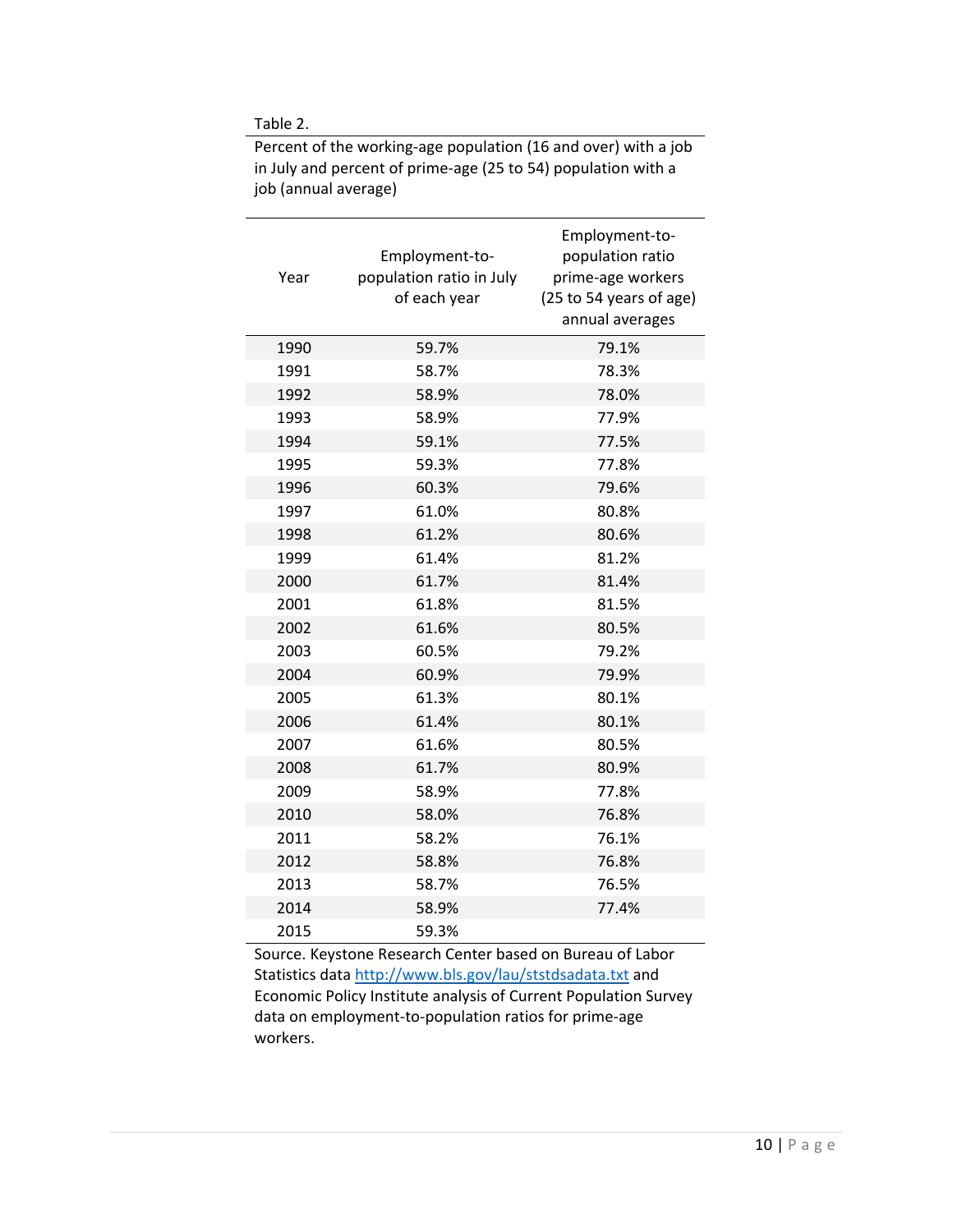Table 2.

Percent of the working-age population (16 and over) with a job in July and percent of prime-age (25 to 54) population with a job (annual average)

| Year | Employment-to-population ratio in July of each year | Employment-to-population ratio prime-age workers (25 to 54 years of age) annual averages |
|---|---|---|
| 1990 | 59.7% | 79.1% |
| 1991 | 58.7% | 78.3% |
| 1992 | 58.9% | 78.0% |
| 1993 | 58.9% | 77.9% |
| 1994 | 59.1% | 77.5% |
| 1995 | 59.3% | 77.8% |
| 1996 | 60.3% | 79.6% |
| 1997 | 61.0% | 80.8% |
| 1998 | 61.2% | 80.6% |
| 1999 | 61.4% | 81.2% |
| 2000 | 61.7% | 81.4% |
| 2001 | 61.8% | 81.5% |
| 2002 | 61.6% | 80.5% |
| 2003 | 60.5% | 79.2% |
| 2004 | 60.9% | 79.9% |
| 2005 | 61.3% | 80.1% |
| 2006 | 61.4% | 80.1% |
| 2007 | 61.6% | 80.5% |
| 2008 | 61.7% | 80.9% |
| 2009 | 58.9% | 77.8% |
| 2010 | 58.0% | 76.8% |
| 2011 | 58.2% | 76.1% |
| 2012 | 58.8% | 76.8% |
| 2013 | 58.7% | 76.5% |
| 2014 | 58.9% | 77.4% |
| 2015 | 59.3% | |

Source. Keystone Research Center based on Bureau of Labor Statistics data http://www.bls.gov/lau/ststdsadata.txt and Economic Policy Institute analysis of Current Population Survey data on employment-to-population ratios for prime-age workers.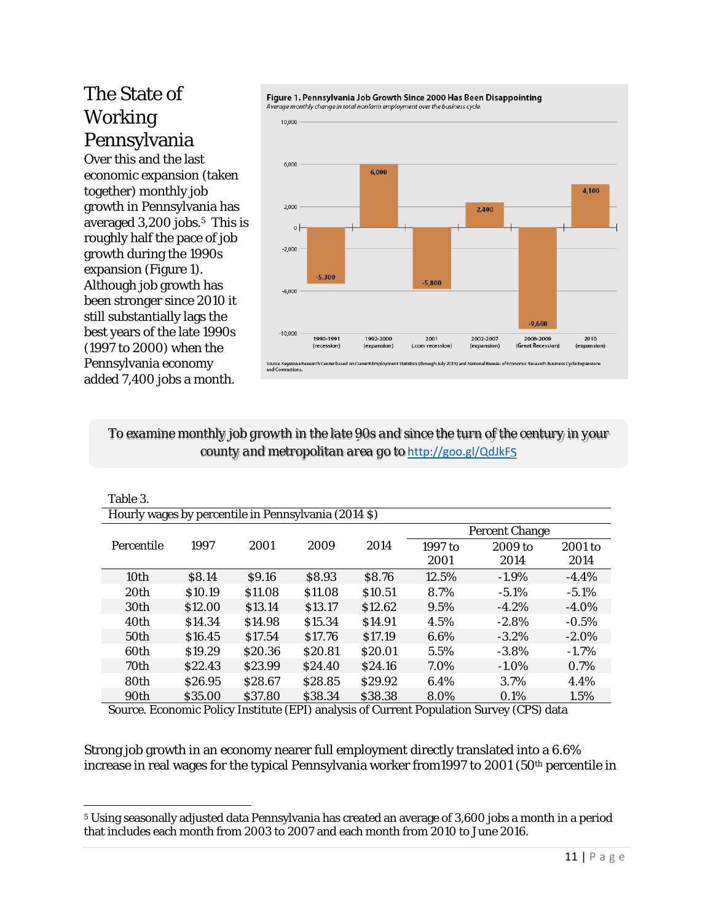# The State of Working Pennsylvania

Over this and the last economic expansion (taken together) monthly job growth in Pennsylvania has averaged 3,200 jobs.[5] This is roughly half the pace of job growth during the 1990s expansion (Figure 1). Although job growth has been stronger since 2010 it still substantially lags the best years of the late 1990s (1997 to 2000) when the Pennsylvania economy added 7,400 jobs a month.

**Figure 1. Pennsylvania Job Growth Since 2000 Has Been Disappointing**

*Average monthly change in total nonfarm employment over the business cycle.*

| Period | Average monthly change |
|---|---|
| 1990-1991 (recession) | -5,300 |
| 1992-2000 (expansion) | 6,000 |
| 2001 (.com recession) | -5,800 |
| 2002-2007 (expansion) | 2,400 |
| 2008-2009 (Great Recession) | -9,600 |
| 2010 (expansion) | 4,100 |

Source. Keystone Research Center based on Current Employment Statistics (through July 2015) and National Bureau of Economic Research Business Cycle Expansions and Contractions.

> To examine monthly job growth in the late 90s and since the turn of the century in your county and metropolitan area go to http://goo.gl/QdJkFS

Table 3.

Hourly wages by percentile in Pennsylvania (2014 $)

| Percentile | 1997 | 2001 | 2009 | 2014 | Percent Change 1997 to 2001 | Percent Change 2009 to 2014 | Percent Change 2001 to 2014 |
|---|---|---|---|---|---|---|---|
| 10th | $8.14 | $9.16 | $8.93 | $8.76 | 12.5% | -1.9% | -4.4% |
| 20th | $10.19 | $11.08 | $11.08 | $10.51 | 8.7% | -5.1% | -5.1% |
| 30th | $12.00 | $13.14 | $13.17 | $12.62 | 9.5% | -4.2% | -4.0% |
| 40th | $14.34 | $14.98 | $15.34 | $14.91 | 4.5% | -2.8% | -0.5% |
| 50th | $16.45 | $17.54 | $17.76 | $17.19 | 6.6% | -3.2% | -2.0% |
| 60th | $19.29 | $20.36 | $20.81 | $20.01 | 5.5% | -3.8% | -1.7% |
| 70th | $22.43 | $23.99 | $24.40 | $24.16 | 7.0% | -1.0% | 0.7% |
| 80th | $26.95 | $28.67 | $28.85 | $29.92 | 6.4% | 3.7% | 4.4% |
| 90th | $35.00 | $37.80 | $38.34 | $38.38 | 8.0% | 0.1% | 1.5% |

Source. Economic Policy Institute (EPI) analysis of Current Population Survey (CPS) data

Strong job growth in an economy nearer full employment directly translated into a 6.6% increase in real wages for the typical Pennsylvania worker from1997 to 2001 (50th percentile in

---

[5] Using seasonally adjusted data Pennsylvania has created an average of 3,600 jobs a month in a period that includes each month from 2003 to 2007 and each month from 2010 to June 2016.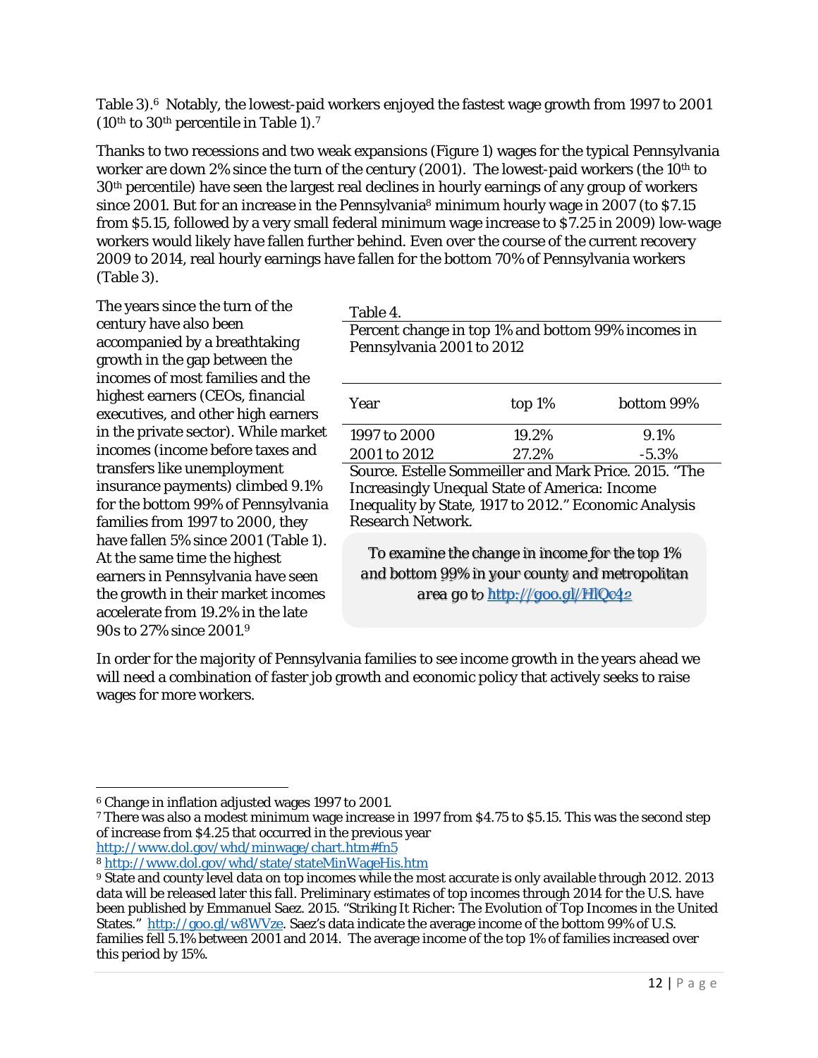Table 3).[6] Notably, the lowest-paid workers enjoyed the fastest wage growth from 1997 to 2001 (10th to 30th percentile in Table 1).[7]

Thanks to two recessions and two weak expansions (Figure 1) wages for the typical Pennsylvania worker are down 2% since the turn of the century (2001). The lowest-paid workers (the 10th to 30th percentile) have seen the largest real declines in hourly earnings of any group of workers since 2001. But for an increase in the Pennsylvania[8] minimum hourly wage in 2007 (to $7.15 from $5.15, followed by a very small federal minimum wage increase to $7.25 in 2009) low-wage workers would likely have fallen further behind. Even over the course of the current recovery 2009 to 2014, real hourly earnings have fallen for the bottom 70% of Pennsylvania workers (Table 3).

The years since the turn of the century have also been accompanied by a breathtaking growth in the gap between the incomes of most families and the highest earners (CEOs, financial executives, and other high earners in the private sector). While market incomes (income before taxes and transfers like unemployment insurance payments) climbed 9.1% for the bottom 99% of Pennsylvania families from 1997 to 2000, they have fallen 5% since 2001 (Table 1). At the same time the highest earners in Pennsylvania have seen the growth in their market incomes accelerate from 19.2% in the late 90s to 27% since 2001.[9]

Table 4.
Percent change in top 1% and bottom 99% incomes in Pennsylvania 2001 to 2012

| Year | top 1% | bottom 99% |
|---|---|---|
| 1997 to 2000 | 19.2% | 9.1% |
| 2001 to 2012 | 27.2% | -5.3% |

Source. Estelle Sommeiller and Mark Price. 2015. "The Increasingly Unequal State of America: Income Inequality by State, 1917 to 2012." Economic Analysis Research Network.

*To examine the change in income for the top 1% and bottom 99% in your county and metropolitan area go to http://goo.gl/HlQc42*

In order for the majority of Pennsylvania families to see income growth in the years ahead we will need a combination of faster job growth and economic policy that actively seeks to raise wages for more workers.

---

[6] Change in inflation adjusted wages 1997 to 2001.

[7] There was also a modest minimum wage increase in 1997 from $4.75 to $5.15. This was the second step of increase from $4.25 that occurred in the previous year http://www.dol.gov/whd/minwage/chart.htm#fn5

[8] http://www.dol.gov/whd/state/stateMinWageHis.htm

[9] State and county level data on top incomes while the most accurate is only available through 2012. 2013 data will be released later this fall. Preliminary estimates of top incomes through 2014 for the U.S. have been published by Emmanuel Saez. 2015. "Striking It Richer: The Evolution of Top Incomes in the United States." http://goo.gl/w8WVze. Saez's data indicate the average income of the bottom 99% of U.S. families fell 5.1% between 2001 and 2014. The average income of the top 1% of families increased over this period by 15%.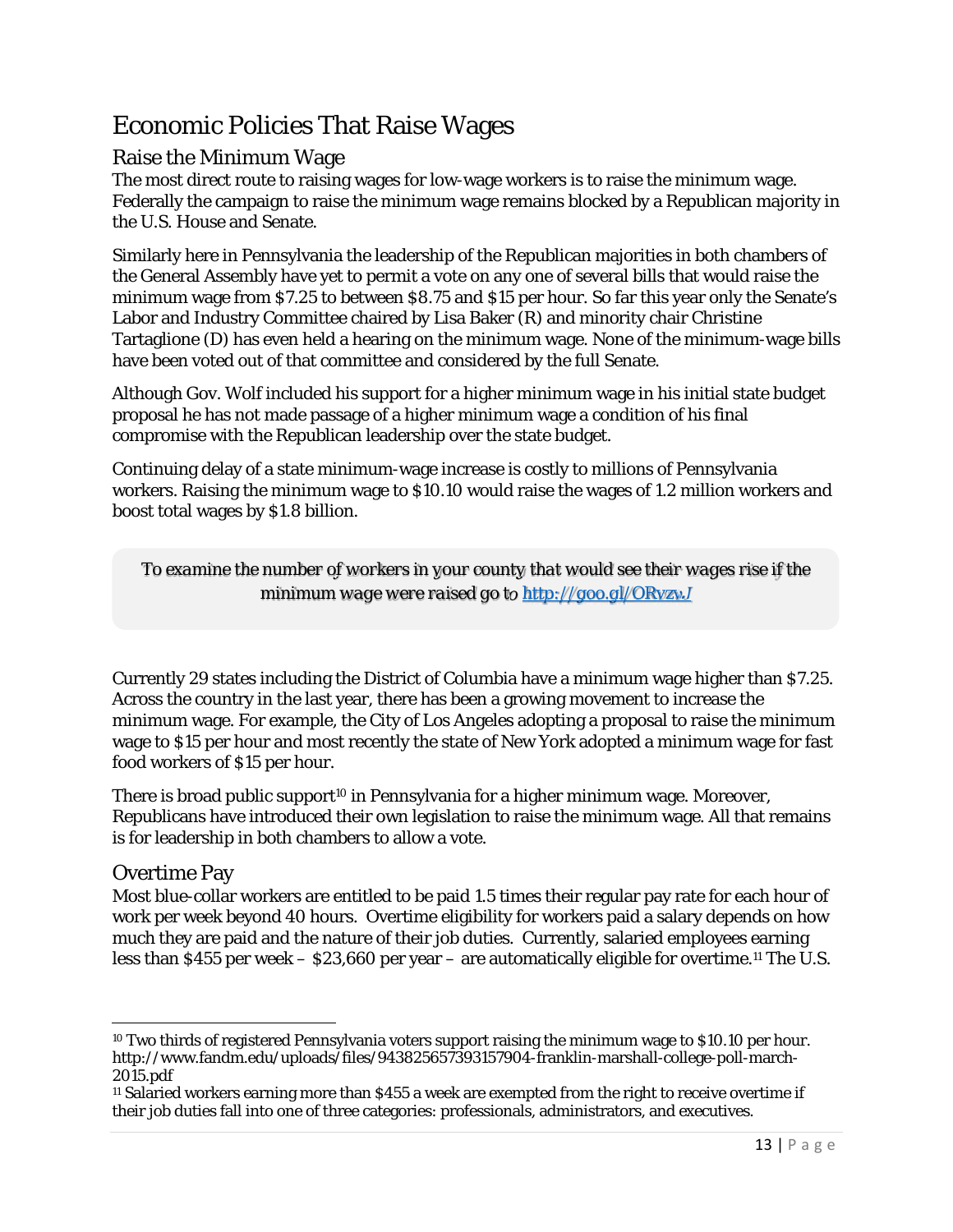# Economic Policies That Raise Wages

## Raise the Minimum Wage

The most direct route to raising wages for low-wage workers is to raise the minimum wage. Federally the campaign to raise the minimum wage remains blocked by a Republican majority in the U.S. House and Senate.

Similarly here in Pennsylvania the leadership of the Republican majorities in both chambers of the General Assembly have yet to permit a vote on any one of several bills that would raise the minimum wage from $7.25 to between $8.75 and $15 per hour. So far this year only the Senate's Labor and Industry Committee chaired by Lisa Baker (R) and minority chair Christine Tartaglione (D) has even held a hearing on the minimum wage. None of the minimum-wage bills have been voted out of that committee and considered by the full Senate.

Although Gov. Wolf included his support for a higher minimum wage in his initial state budget proposal he has not made passage of a higher minimum wage a condition of his final compromise with the Republican leadership over the state budget.

Continuing delay of a state minimum-wage increase is costly to millions of Pennsylvania workers. Raising the minimum wage to $10.10 would raise the wages of 1.2 million workers and boost total wages by $1.8 billion.

> *To examine the number of workers in your county that would see their wages rise if the minimum wage were raised go to [http://goo.gl/ORvzwJ](http://goo.gl/ORvzwJ)*

Currently 29 states including the District of Columbia have a minimum wage higher than $7.25. Across the country in the last year, there has been a growing movement to increase the minimum wage. For example, the City of Los Angeles adopting a proposal to raise the minimum wage to $15 per hour and most recently the state of New York adopted a minimum wage for fast food workers of $15 per hour.

There is broad public support[10] in Pennsylvania for a higher minimum wage. Moreover, Republicans have introduced their own legislation to raise the minimum wage. All that remains is for leadership in both chambers to allow a vote.

## Overtime Pay

Most blue-collar workers are entitled to be paid 1.5 times their regular pay rate for each hour of work per week beyond 40 hours. Overtime eligibility for workers paid a salary depends on how much they are paid and the nature of their job duties. Currently, salaried employees earning less than $455 per week – $23,660 per year – are automatically eligible for overtime.[11] The U.S.

---

[10] Two thirds of registered Pennsylvania voters support raising the minimum wage to $10.10 per hour. http://www.fandm.edu/uploads/files/943825657393157904-franklin-marshall-college-poll-march-2015.pdf

[11] Salaried workers earning more than $455 a week are exempted from the right to receive overtime if their job duties fall into one of three categories: professionals, administrators, and executives.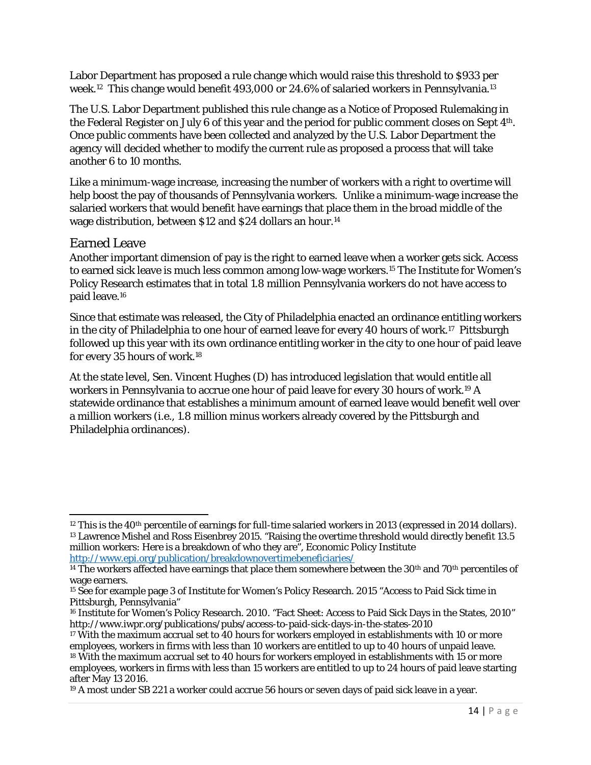Labor Department has proposed a rule change which would raise this threshold to $933 per week.[12] This change would benefit 493,000 or 24.6% of salaried workers in Pennsylvania.[13]

The U.S. Labor Department published this rule change as a Notice of Proposed Rulemaking in the Federal Register on July 6 of this year and the period for public comment closes on Sept 4th. Once public comments have been collected and analyzed by the U.S. Labor Department the agency will decided whether to modify the current rule as proposed a process that will take another 6 to 10 months.

Like a minimum-wage increase, increasing the number of workers with a right to overtime will help boost the pay of thousands of Pennsylvania workers. Unlike a minimum-wage increase the salaried workers that would benefit have earnings that place them in the broad middle of the wage distribution, between $12 and $24 dollars an hour.[14]

## Earned Leave

Another important dimension of pay is the right to earned leave when a worker gets sick. Access to earned sick leave is much less common among low-wage workers.[15] The Institute for Women's Policy Research estimates that in total 1.8 million Pennsylvania workers do not have access to paid leave.[16]

Since that estimate was released, the City of Philadelphia enacted an ordinance entitling workers in the city of Philadelphia to one hour of earned leave for every 40 hours of work.[17] Pittsburgh followed up this year with its own ordinance entitling worker in the city to one hour of paid leave for every 35 hours of work.[18]

At the state level, Sen. Vincent Hughes (D) has introduced legislation that would entitle all workers in Pennsylvania to accrue one hour of paid leave for every 30 hours of work.[19] A statewide ordinance that establishes a minimum amount of earned leave would benefit well over a million workers (i.e., 1.8 million minus workers already covered by the Pittsburgh and Philadelphia ordinances).

---

[12] This is the 40th percentile of earnings for full-time salaried workers in 2013 (expressed in 2014 dollars).

[13] Lawrence Mishel and Ross Eisenbrey 2015. "Raising the overtime threshold would directly benefit 13.5 million workers: Here is a breakdown of who they are", Economic Policy Institute http://www.epi.org/publication/breakdownovertimebeneficiaries/

[14] The workers affected have earnings that place them somewhere between the 30th and 70th percentiles of wage earners.

[15] See for example page 3 of Institute for Women's Policy Research. 2015 "Access to Paid Sick time in Pittsburgh, Pennsylvania"

[16] Institute for Women's Policy Research. 2010. "Fact Sheet: Access to Paid Sick Days in the States, 2010" http://www.iwpr.org/publications/pubs/access-to-paid-sick-days-in-the-states-2010

[17] With the maximum accrual set to 40 hours for workers employed in establishments with 10 or more employees, workers in firms with less than 10 workers are entitled to up to 40 hours of unpaid leave.

[18] With the maximum accrual set to 40 hours for workers employed in establishments with 15 or more employees, workers in firms with less than 15 workers are entitled to up to 24 hours of paid leave starting after May 13 2016.

[19] A most under SB 221 a worker could accrue 56 hours or seven days of paid sick leave in a year.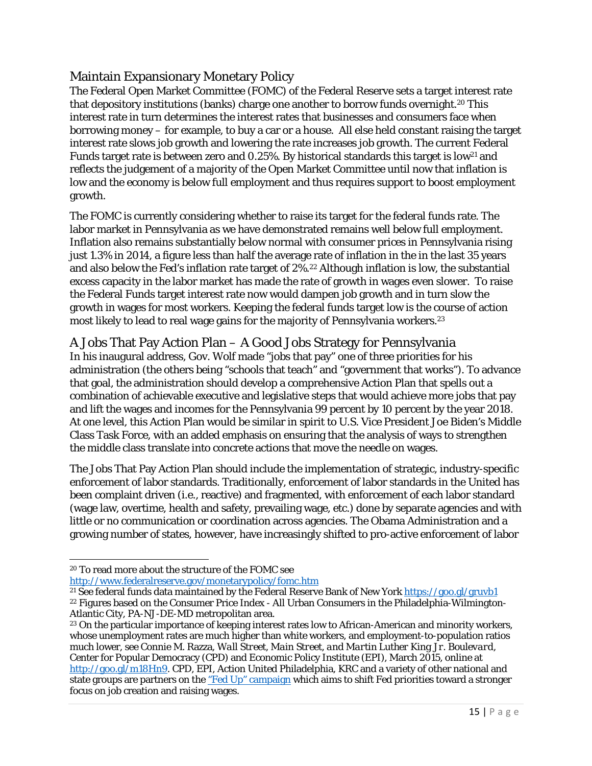## Maintain Expansionary Monetary Policy

The Federal Open Market Committee (FOMC) of the Federal Reserve sets a target interest rate that depository institutions (banks) charge one another to borrow funds overnight.[20] This interest rate in turn determines the interest rates that businesses and consumers face when borrowing money – for example, to buy a car or a house. All else held constant raising the target interest rate slows job growth and lowering the rate increases job growth. The current Federal Funds target rate is between zero and 0.25%. By historical standards this target is low[21] and reflects the judgement of a majority of the Open Market Committee until now that inflation is low and the economy is below full employment and thus requires support to boost employment growth.

The FOMC is currently considering whether to raise its target for the federal funds rate. The labor market in Pennsylvania as we have demonstrated remains well below full employment. Inflation also remains substantially below normal with consumer prices in Pennsylvania rising just 1.3% in 2014, a figure less than half the average rate of inflation in the in the last 35 years and also below the Fed's inflation rate target of 2%.[22] Although inflation is low, the substantial excess capacity in the labor market has made the rate of growth in wages even slower. To raise the Federal Funds target interest rate now would dampen job growth and in turn slow the growth in wages for most workers. Keeping the federal funds target low is the course of action most likely to lead to real wage gains for the majority of Pennsylvania workers.[23]

## A Jobs That Pay Action Plan – A Good Jobs Strategy for Pennsylvania

In his inaugural address, Gov. Wolf made "jobs that pay" one of three priorities for his administration (the others being "schools that teach" and "government that works"). To advance that goal, the administration should develop a comprehensive Action Plan that spells out a combination of achievable executive and legislative steps that would achieve more jobs that pay and lift the wages and incomes for the Pennsylvania 99 percent by 10 percent by the year 2018. At one level, this Action Plan would be similar in spirit to U.S. Vice President Joe Biden's Middle Class Task Force, with an added emphasis on ensuring that the analysis of ways to strengthen the middle class translate into concrete actions that move the needle on wages.

The Jobs That Pay Action Plan should include the implementation of strategic, industry-specific enforcement of labor standards. Traditionally, enforcement of labor standards in the United has been complaint driven (i.e., reactive) and fragmented, with enforcement of each labor standard (wage law, overtime, health and safety, prevailing wage, etc.) done by separate agencies and with little or no communication or coordination across agencies. The Obama Administration and a growing number of states, however, have increasingly shifted to pro-active enforcement of labor

---

[20] To read more about the structure of the FOMC see http://www.federalreserve.gov/monetarypolicy/fomc.htm

[21] See federal funds data maintained by the Federal Reserve Bank of New York https://goo.gl/gruvb1

[22] Figures based on the Consumer Price Index - All Urban Consumers in the Philadelphia-Wilmington-Atlantic City, PA-NJ-DE-MD metropolitan area.

[23] On the particular importance of keeping interest rates low to African-American and minority workers, whose unemployment rates are much higher than white workers, and employment-to-population ratios much lower, see Connie M. Razza, *Wall Street, Main Street, and Martin Luther King Jr. Boulevard*, Center for Popular Democracy (CPD) and Economic Policy Institute (EPI), March 2015, online at http://goo.gl/m18Hn9. CPD, EPI, Action United Philadelphia, KRC and a variety of other national and state groups are partners on the "Fed Up" campaign which aims to shift Fed priorities toward a stronger focus on job creation and raising wages.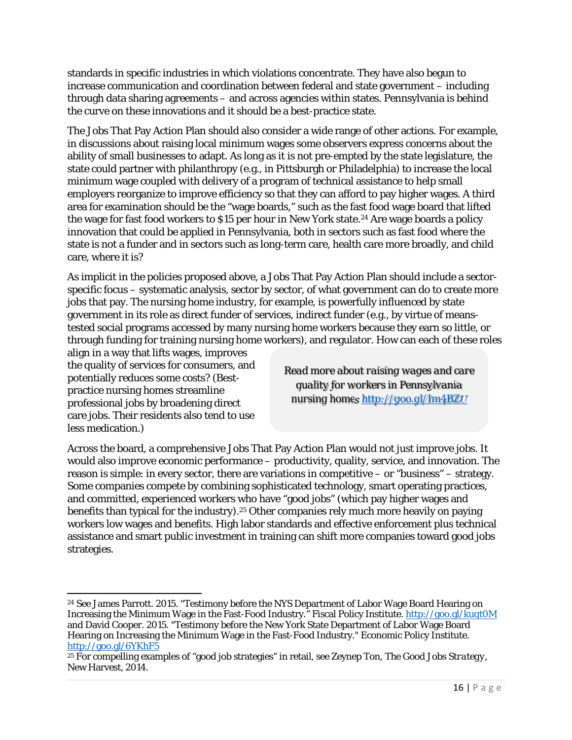standards in specific industries in which violations concentrate. They have also begun to increase communication and coordination between federal and state government – including through data sharing agreements – and across agencies within states. Pennsylvania is behind the curve on these innovations and it should be a best-practice state.

The Jobs That Pay Action Plan should also consider a wide range of other actions. For example, in discussions about raising local minimum wages some observers express concerns about the ability of small businesses to adapt. As long as it is not pre-empted by the state legislature, the state could partner with philanthropy (e.g., in Pittsburgh or Philadelphia) to increase the local minimum wage coupled with delivery of a program of technical assistance to help small employers reorganize to improve efficiency so that they can afford to pay higher wages. A third area for examination should be the "wage boards," such as the fast food wage board that lifted the wage for fast food workers to $15 per hour in New York state.[24] Are wage boards a policy innovation that could be applied in Pennsylvania, both in sectors such as fast food where the state is not a funder and in sectors such as long-term care, health care more broadly, and child care, where it is?

As implicit in the policies proposed above, a Jobs That Pay Action Plan should include a sector-specific focus – systematic analysis, sector by sector, of what government can do to create more jobs that pay. The nursing home industry, for example, is powerfully influenced by state government in its role as direct funder of services, indirect funder (e.g., by virtue of means-tested social programs accessed by many nursing home workers because they earn so little, or through funding for training nursing home workers), and regulator. How can each of these roles align in a way that lifts wages, improves the quality of services for consumers, and potentially reduces some costs? (Best-practice nursing homes streamline professional jobs by broadening direct care jobs. Their residents also tend to use less medication.)

> *Read more about raising wages and care quality for workers in Pennsylvania nursing homes* http://goo.gl/Im4BZU

Across the board, a comprehensive Jobs That Pay Action Plan would not just improve jobs. It would also improve economic performance – productivity, quality, service, and innovation. The reason is simple: in every sector, there are variations in competitive – or "business" – strategy. Some companies compete by combining sophisticated technology, smart operating practices, and committed, experienced workers who have "good jobs" (which pay higher wages and benefits than typical for the industry).[25] Other companies rely much more heavily on paying workers low wages and benefits. High labor standards and effective enforcement plus technical assistance and smart public investment in training can shift more companies toward good jobs strategies.

---

[24] See James Parrott. 2015. "Testimony before the NYS Department of Labor Wage Board Hearing on Increasing the Minimum Wage in the Fast-Food Industry." Fiscal Policy Institute. http://goo.gl/kuqt0M and David Cooper. 2015. "Testimony before the New York State Department of Labor Wage Board Hearing on Increasing the Minimum Wage in the Fast-Food Industry." Economic Policy Institute. http://goo.gl/6YKhF5

[25] For compelling examples of "good job strategies" in retail, see Zeynep Ton, *The Good Jobs Strategy*, New Harvest, 2014.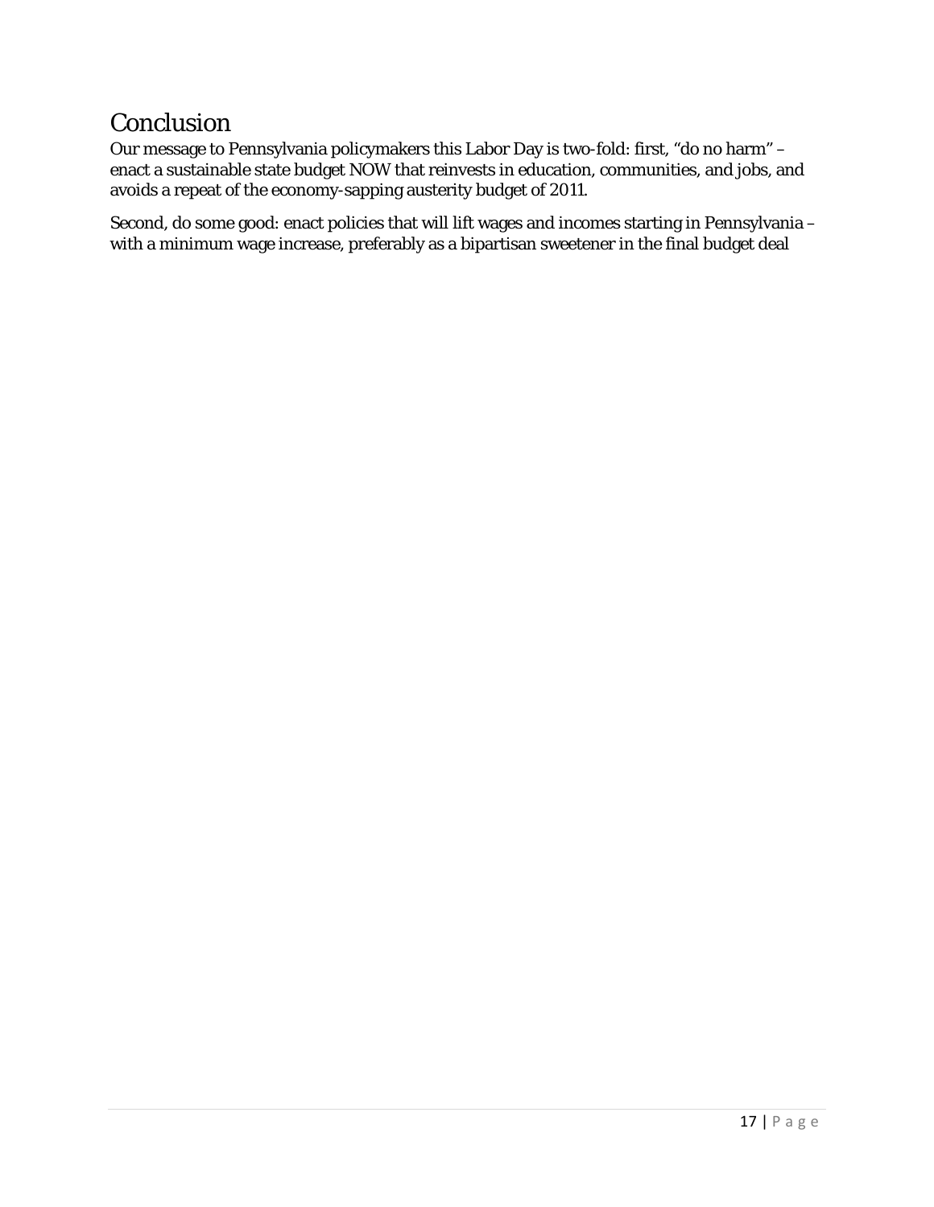## Conclusion

Our message to Pennsylvania policymakers this Labor Day is two-fold: first, "do no harm" – enact a sustainable state budget NOW that reinvests in education, communities, and jobs, and avoids a repeat of the economy-sapping austerity budget of 2011.

Second, do some good: enact policies that will lift wages and incomes starting in Pennsylvania – with a minimum wage increase, preferably as a bipartisan sweetener in the final budget deal